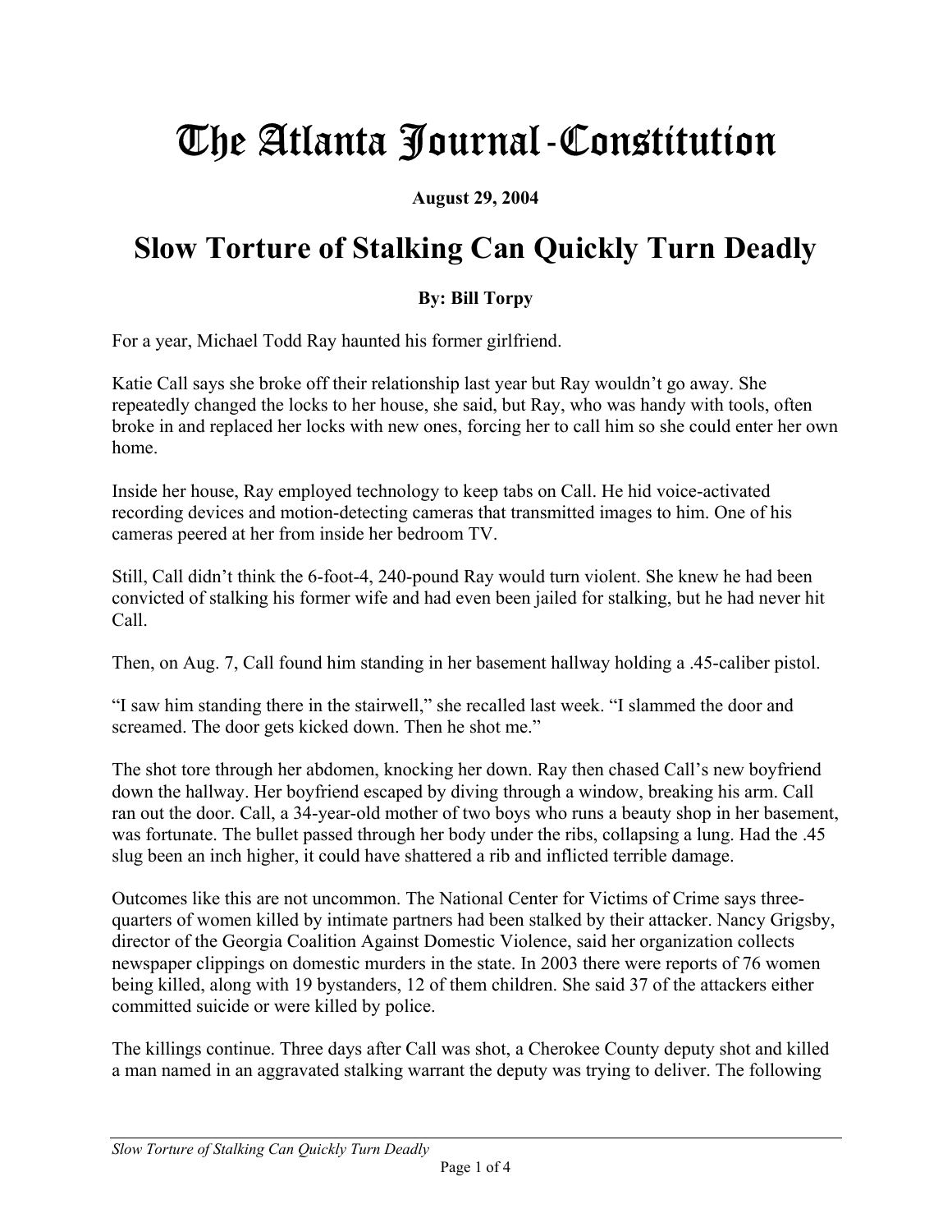# The Atlanta Journal-Constitution

**August 29, 2004**

## Slow Torture of Stalking Can Quickly Turn Deadly

**By: Bill Torpy**

For a year, Michael Todd Ray haunted his former girlfriend.

Katie Call says she broke off their relationship last year but Ray wouldn't go away. She repeatedly changed the locks to her house, she said, but Ray, who was handy with tools, often broke in and replaced her locks with new ones, forcing her to call him so she could enter her own home.

Inside her house, Ray employed technology to keep tabs on Call. He hid voice-activated recording devices and motion-detecting cameras that transmitted images to him. One of his cameras peered at her from inside her bedroom TV.

Still, Call didn't think the 6-foot-4, 240-pound Ray would turn violent. She knew he had been convicted of stalking his former wife and had even been jailed for stalking, but he had never hit Call.

Then, on Aug. 7, Call found him standing in her basement hallway holding a .45-caliber pistol.

"I saw him standing there in the stairwell," she recalled last week. "I slammed the door and screamed. The door gets kicked down. Then he shot me."

The shot tore through her abdomen, knocking her down. Ray then chased Call's new boyfriend down the hallway. Her boyfriend escaped by diving through a window, breaking his arm. Call ran out the door. Call, a 34-year-old mother of two boys who runs a beauty shop in her basement, was fortunate. The bullet passed through her body under the ribs, collapsing a lung. Had the .45 slug been an inch higher, it could have shattered a rib and inflicted terrible damage.

Outcomes like this are not uncommon. The National Center for Victims of Crime says three-quarters of women killed by intimate partners had been stalked by their attacker. Nancy Grigsby, director of the Georgia Coalition Against Domestic Violence, said her organization collects newspaper clippings on domestic murders in the state. In 2003 there were reports of 76 women being killed, along with 19 bystanders, 12 of them children. She said 37 of the attackers either committed suicide or were killed by police.

The killings continue. Three days after Call was shot, a Cherokee County deputy shot and killed a man named in an aggravated stalking warrant the deputy was trying to deliver. The following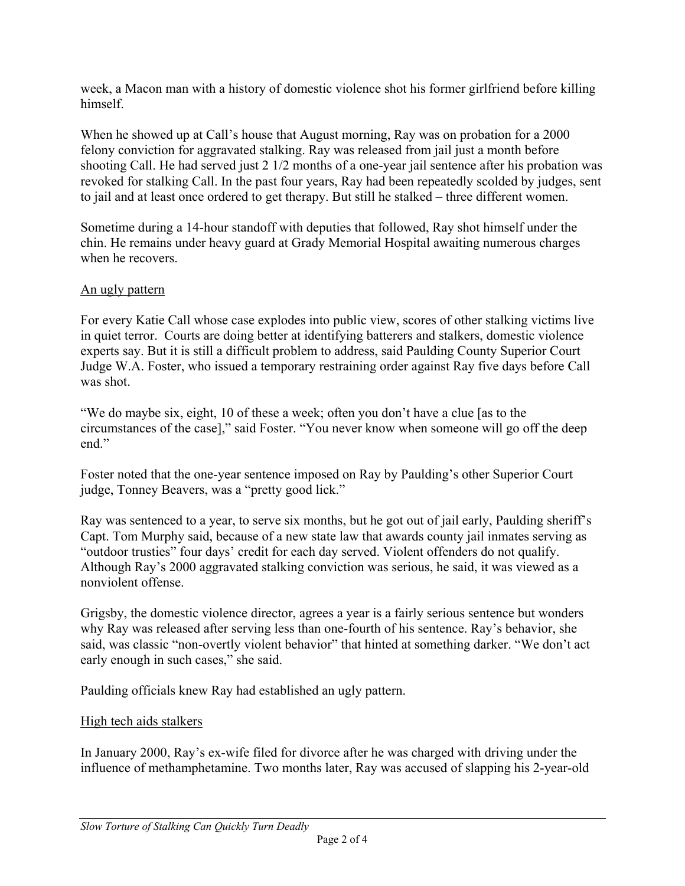week, a Macon man with a history of domestic violence shot his former girlfriend before killing himself.

When he showed up at Call's house that August morning, Ray was on probation for a 2000 felony conviction for aggravated stalking. Ray was released from jail just a month before shooting Call. He had served just 2 1/2 months of a one-year jail sentence after his probation was revoked for stalking Call. In the past four years, Ray had been repeatedly scolded by judges, sent to jail and at least once ordered to get therapy. But still he stalked – three different women.

Sometime during a 14-hour standoff with deputies that followed, Ray shot himself under the chin. He remains under heavy guard at Grady Memorial Hospital awaiting numerous charges when he recovers.

## An ugly pattern

For every Katie Call whose case explodes into public view, scores of other stalking victims live in quiet terror. Courts are doing better at identifying batterers and stalkers, domestic violence experts say. But it is still a difficult problem to address, said Paulding County Superior Court Judge W.A. Foster, who issued a temporary restraining order against Ray five days before Call was shot.

"We do maybe six, eight, 10 of these a week; often you don't have a clue [as to the circumstances of the case]," said Foster. "You never know when someone will go off the deep end."

Foster noted that the one-year sentence imposed on Ray by Paulding's other Superior Court judge, Tonney Beavers, was a "pretty good lick."

Ray was sentenced to a year, to serve six months, but he got out of jail early, Paulding sheriff's Capt. Tom Murphy said, because of a new state law that awards county jail inmates serving as "outdoor trusties" four days' credit for each day served. Violent offenders do not qualify. Although Ray's 2000 aggravated stalking conviction was serious, he said, it was viewed as a nonviolent offense.

Grigsby, the domestic violence director, agrees a year is a fairly serious sentence but wonders why Ray was released after serving less than one-fourth of his sentence. Ray's behavior, she said, was classic "non-overtly violent behavior" that hinted at something darker. "We don't act early enough in such cases," she said.

Paulding officials knew Ray had established an ugly pattern.

## High tech aids stalkers

In January 2000, Ray's ex-wife filed for divorce after he was charged with driving under the influence of methamphetamine. Two months later, Ray was accused of slapping his 2-year-old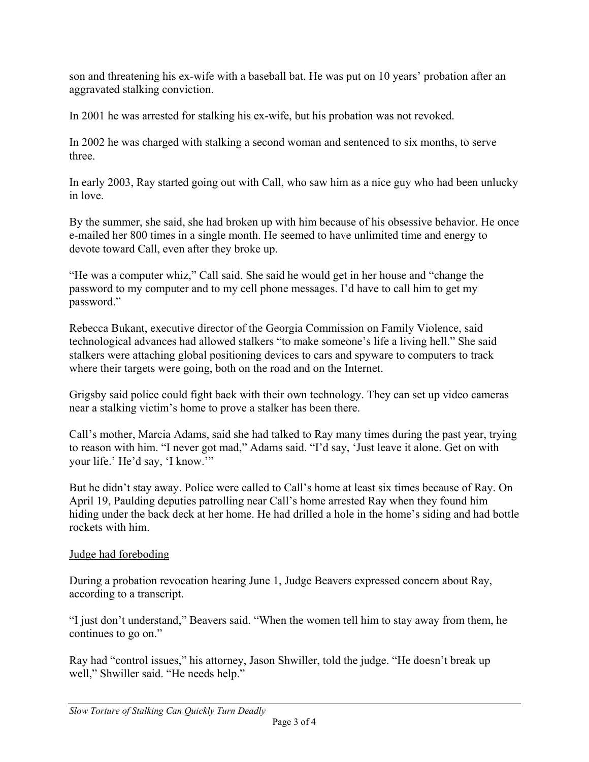son and threatening his ex-wife with a baseball bat. He was put on 10 years' probation after an aggravated stalking conviction.

In 2001 he was arrested for stalking his ex-wife, but his probation was not revoked.

In 2002 he was charged with stalking a second woman and sentenced to six months, to serve three.

In early 2003, Ray started going out with Call, who saw him as a nice guy who had been unlucky in love.

By the summer, she said, she had broken up with him because of his obsessive behavior. He once e-mailed her 800 times in a single month. He seemed to have unlimited time and energy to devote toward Call, even after they broke up.

"He was a computer whiz," Call said. She said he would get in her house and "change the password to my computer and to my cell phone messages. I'd have to call him to get my password."

Rebecca Bukant, executive director of the Georgia Commission on Family Violence, said technological advances had allowed stalkers "to make someone's life a living hell." She said stalkers were attaching global positioning devices to cars and spyware to computers to track where their targets were going, both on the road and on the Internet.

Grigsby said police could fight back with their own technology. They can set up video cameras near a stalking victim's home to prove a stalker has been there.

Call's mother, Marcia Adams, said she had talked to Ray many times during the past year, trying to reason with him. "I never got mad," Adams said. "I'd say, 'Just leave it alone. Get on with your life.' He'd say, 'I know.'"

But he didn't stay away. Police were called to Call's home at least six times because of Ray. On April 19, Paulding deputies patrolling near Call's home arrested Ray when they found him hiding under the back deck at her home. He had drilled a hole in the home's siding and had bottle rockets with him.

## Judge had foreboding

During a probation revocation hearing June 1, Judge Beavers expressed concern about Ray, according to a transcript.

"I just don't understand," Beavers said. "When the women tell him to stay away from them, he continues to go on."

Ray had "control issues," his attorney, Jason Shwiller, told the judge. "He doesn't break up well," Shwiller said. "He needs help."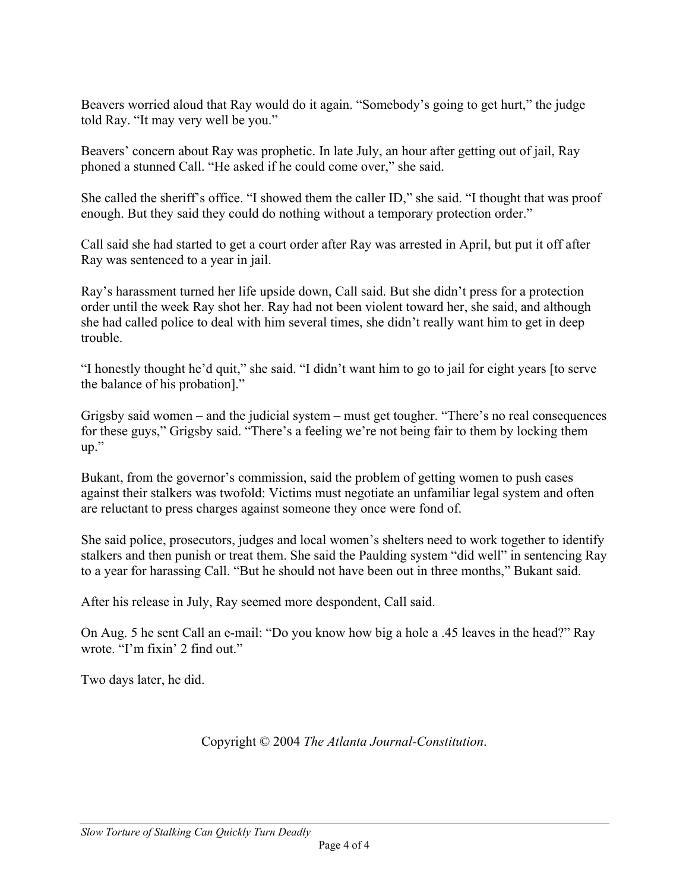Beavers worried aloud that Ray would do it again. “Somebody’s going to get hurt,” the judge told Ray. “It may very well be you.”

Beavers’ concern about Ray was prophetic. In late July, an hour after getting out of jail, Ray phoned a stunned Call. “He asked if he could come over,” she said.

She called the sheriff’s office. “I showed them the caller ID,” she said. “I thought that was proof enough. But they said they could do nothing without a temporary protection order.”

Call said she had started to get a court order after Ray was arrested in April, but put it off after Ray was sentenced to a year in jail.

Ray’s harassment turned her life upside down, Call said. But she didn’t press for a protection order until the week Ray shot her. Ray had not been violent toward her, she said, and although she had called police to deal with him several times, she didn’t really want him to get in deep trouble.

“I honestly thought he’d quit,” she said. “I didn’t want him to go to jail for eight years [to serve the balance of his probation].”

Grigsby said women – and the judicial system – must get tougher. “There’s no real consequences for these guys,” Grigsby said. “There’s a feeling we’re not being fair to them by locking them up.”

Bukant, from the governor’s commission, said the problem of getting women to push cases against their stalkers was twofold: Victims must negotiate an unfamiliar legal system and often are reluctant to press charges against someone they once were fond of.

She said police, prosecutors, judges and local women’s shelters need to work together to identify stalkers and then punish or treat them. She said the Paulding system “did well” in sentencing Ray to a year for harassing Call. “But he should not have been out in three months,” Bukant said.

After his release in July, Ray seemed more despondent, Call said.

On Aug. 5 he sent Call an e-mail: “Do you know how big a hole a .45 leaves in the head?” Ray wrote. “I’m fixin’ 2 find out.”

Two days later, he did.

Copyright © 2004 *The Atlanta Journal-Constitution*.